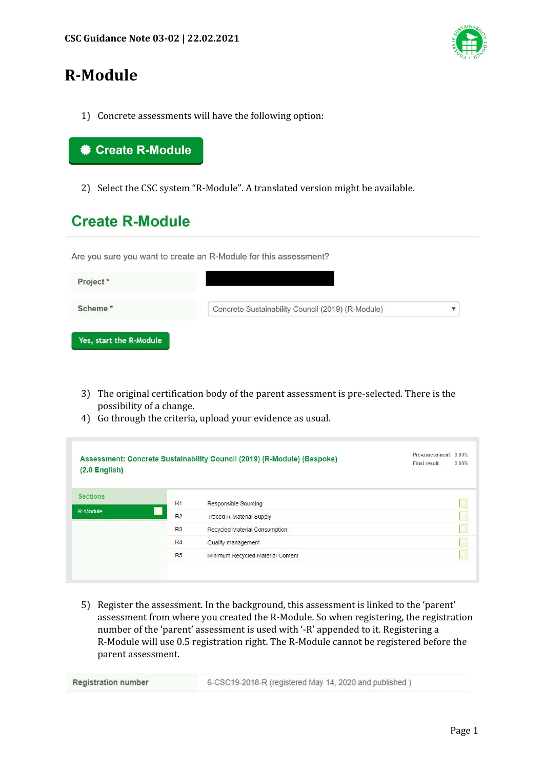# R-Module

1) Concrete assessments will have the following option:

**Create R-Module**

2) Select the CSC system "R-Module". A translated version might be available.

## Create R-Module

Are you sure you want to create an R-Module for this assessment?

| | |
|---|---|
| Project * | |
| Scheme * | Concrete Sustainability Council (2019) (R-Module) |

**Yes, start the R-Module**

3) The original certification body of the parent assessment is pre-selected. There is the possibility of a change.
4) Go through the criteria, upload your evidence as usual.

**Assessment: Concrete Sustainability Council (2019) (R-Module) (Bespoke) (2.0 English)**

Pre-assessment 0.00%
Final result 0.00%

Sections: R-Module

| | |
|---|---|
| R1 | Responsible Sourcing |
| R2 | Traced R-Material Supply |
| R3 | Recycled Material Consumption |
| R4 | Quality management |
| R5 | Minimum Recycled Material Content |

5) Register the assessment. In the background, this assessment is linked to the 'parent' assessment from where you created the R-Module. So when registering, the registration number of the 'parent' assessment is used with '-R' appended to it. Registering a R-Module will use 0.5 registration right. The R-Module cannot be registered before the parent assessment.

| | |
|---|---|
| Registration number | 6-CSC19-2018-R (registered May 14, 2020 and published ) |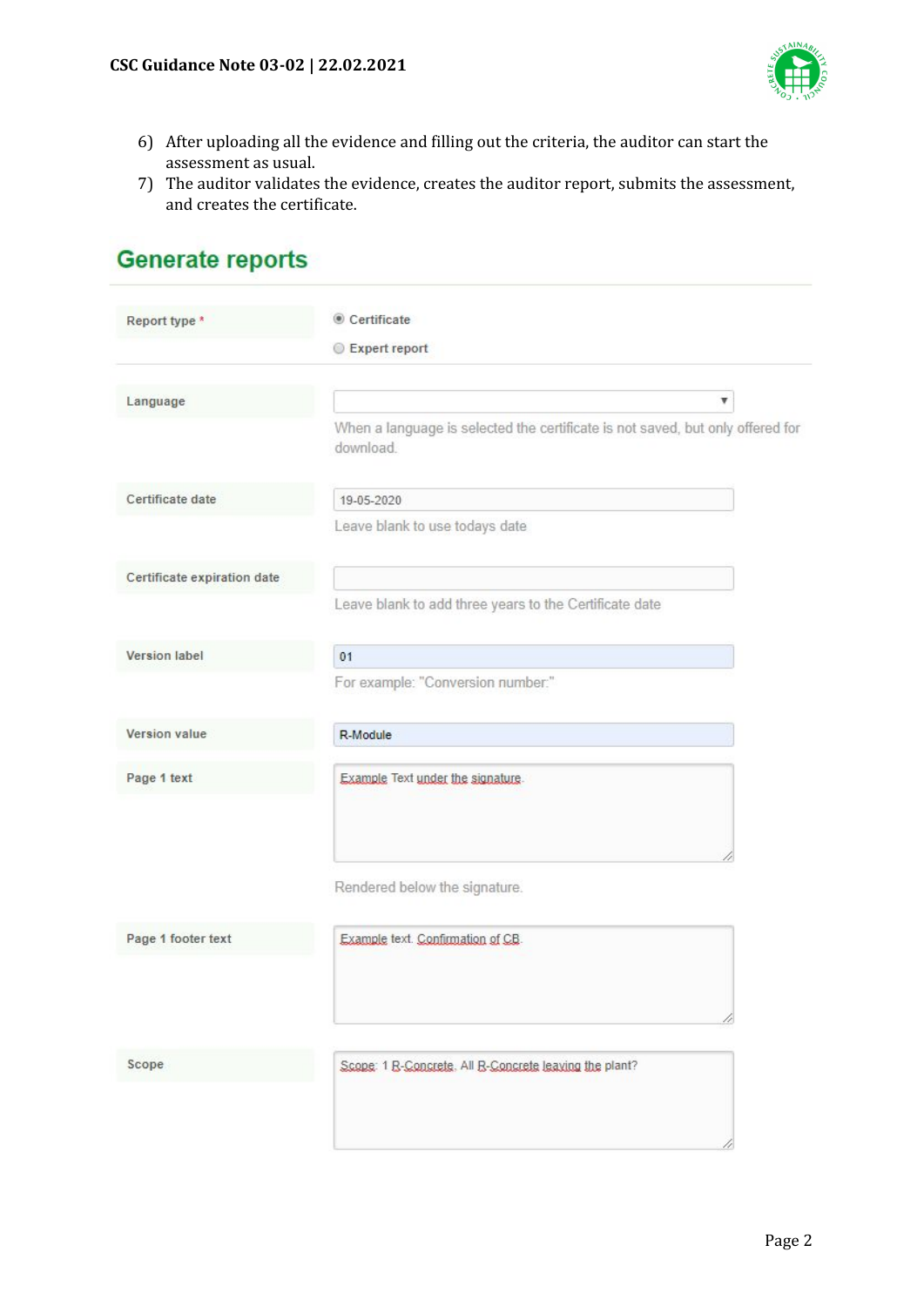6) After uploading all the evidence and filling out the criteria, the auditor can start the assessment as usual.
7) The auditor validates the evidence, creates the auditor report, submits the assessment, and creates the certificate.

## Generate reports

| Field | Value |
| --- | --- |
| Report type * | (●) Certificate<br>( ) Expert report |
| Language | [ ▾ ]<br>When a language is selected the certificate is not saved, but only offered for download. |
| Certificate date | 19-05-2020<br>Leave blank to use todays date |
| Certificate expiration date | <br>Leave blank to add three years to the Certificate date |
| Version label | 01<br>For example: "Conversion number:" |
| Version value | R-Module |
| Page 1 text | Example Text under the signature.<br>Rendered below the signature. |
| Page 1 footer text | Example text. Confirmation of CB. |
| Scope | Scope: 1 R-Concrete. All R-Concrete leaving the plant? |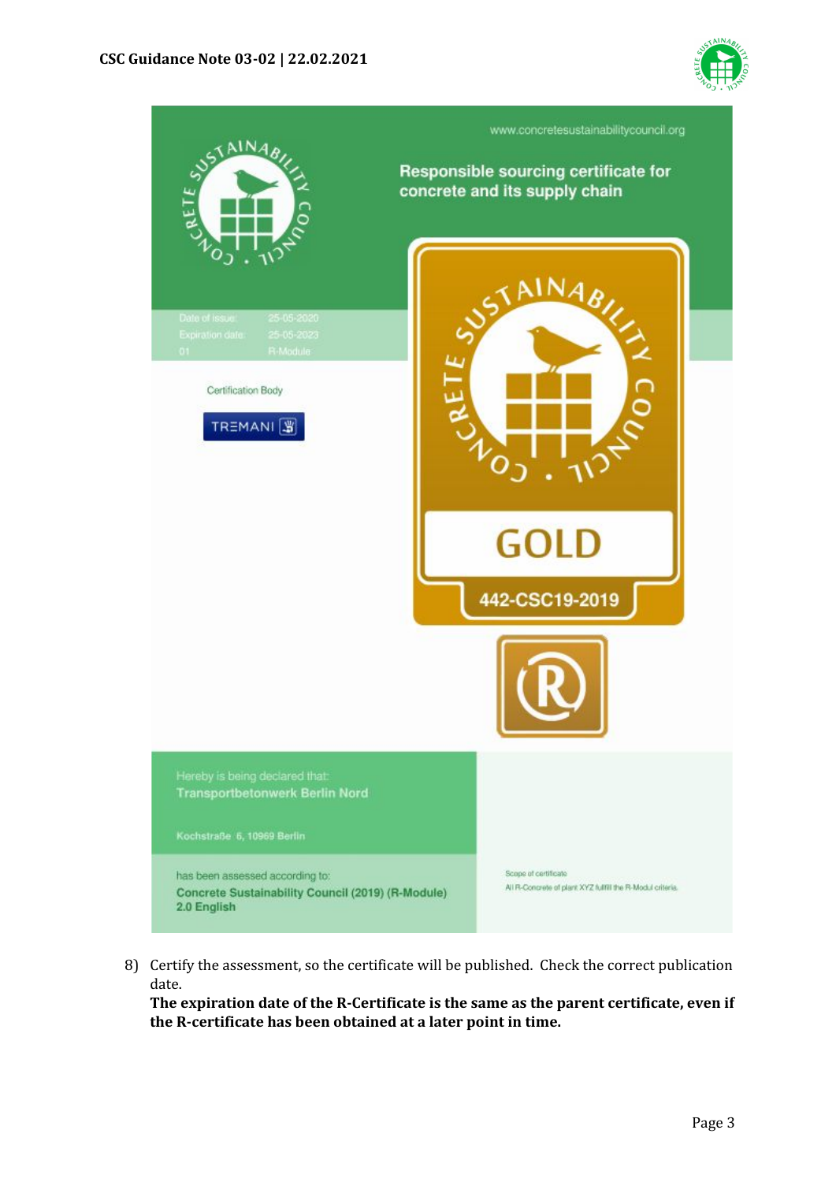www.concretesustainabilitycouncil.org

Responsible sourcing certificate for concrete and its supply chain

Date of issue: 25-05-2020
Expiration date: 25-05-2023
01 R-Module

Certification Body

TREMANI

GOLD

442-CSC19-2019

Hereby is being declared that:
**Transportbetonwerk Berlin Nord**

Kochstraße 6, 10969 Berlin

has been assessed according to:
**Concrete Sustainability Council (2019) (R-Module) 2.0 English**

Scope of certificate
All R-Concrete of plant XYZ fulfill the R-Modul criteria.

8) Certify the assessment, so the certificate will be published. Check the correct publication date.
   **The expiration date of the R-Certificate is the same as the parent certificate, even if the R-certificate has been obtained at a later point in time.**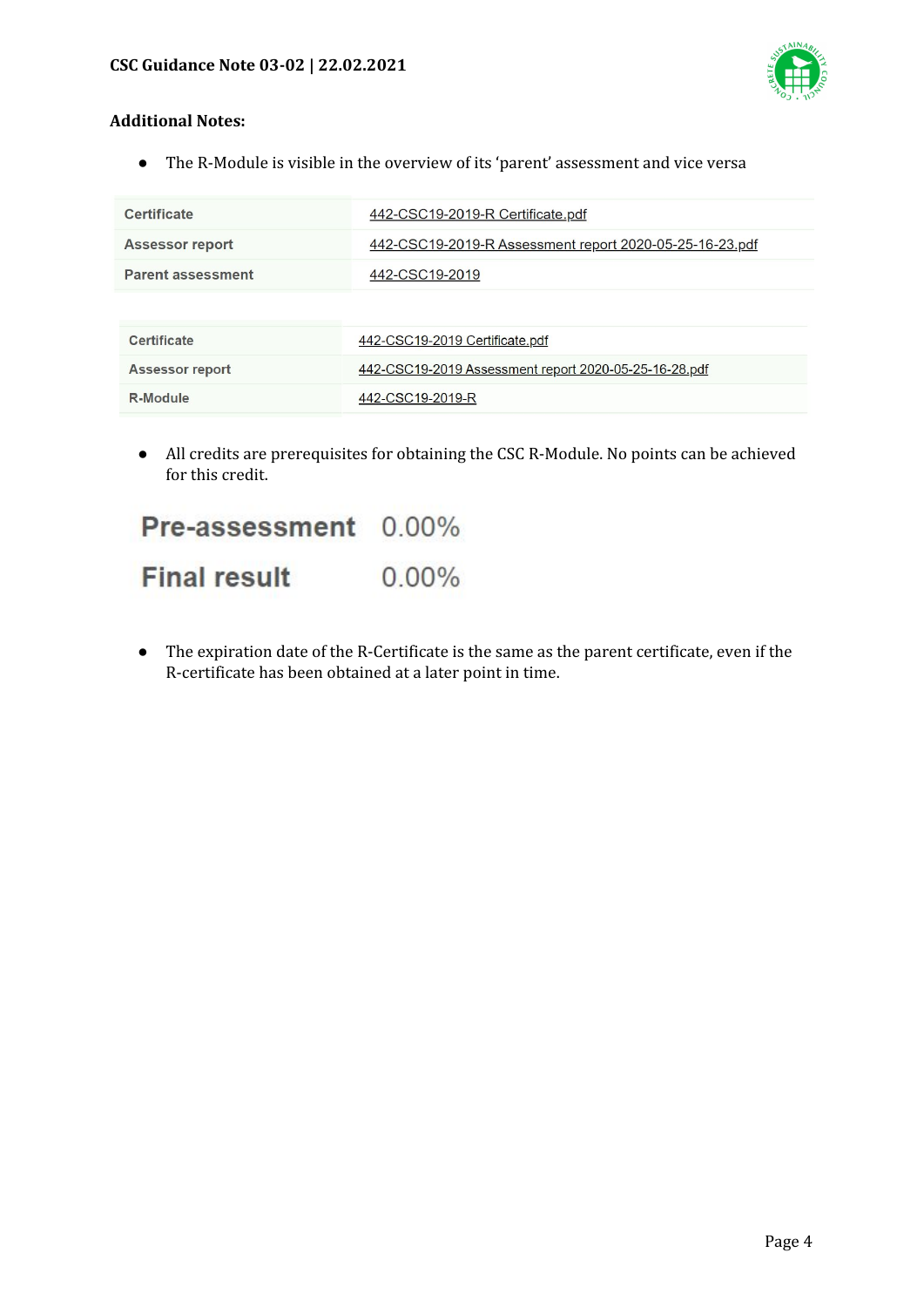**Additional Notes:**

- The R-Module is visible in the overview of its 'parent' assessment and vice versa

| | |
|---|---|
| Certificate | 442-CSC19-2019-R Certificate.pdf |
| Assessor report | 442-CSC19-2019-R Assessment report 2020-05-25-16-23.pdf |
| Parent assessment | 442-CSC19-2019 |

| | |
|---|---|
| Certificate | 442-CSC19-2019 Certificate.pdf |
| Assessor report | 442-CSC19-2019 Assessment report 2020-05-25-16-28.pdf |
| R-Module | 442-CSC19-2019-R |

- All credits are prerequisites for obtaining the CSC R-Module. No points can be achieved for this credit.

| | |
|---|---|
| Pre-assessment | 0.00% |
| Final result | 0.00% |

- The expiration date of the R-Certificate is the same as the parent certificate, even if the R-certificate has been obtained at a later point in time.